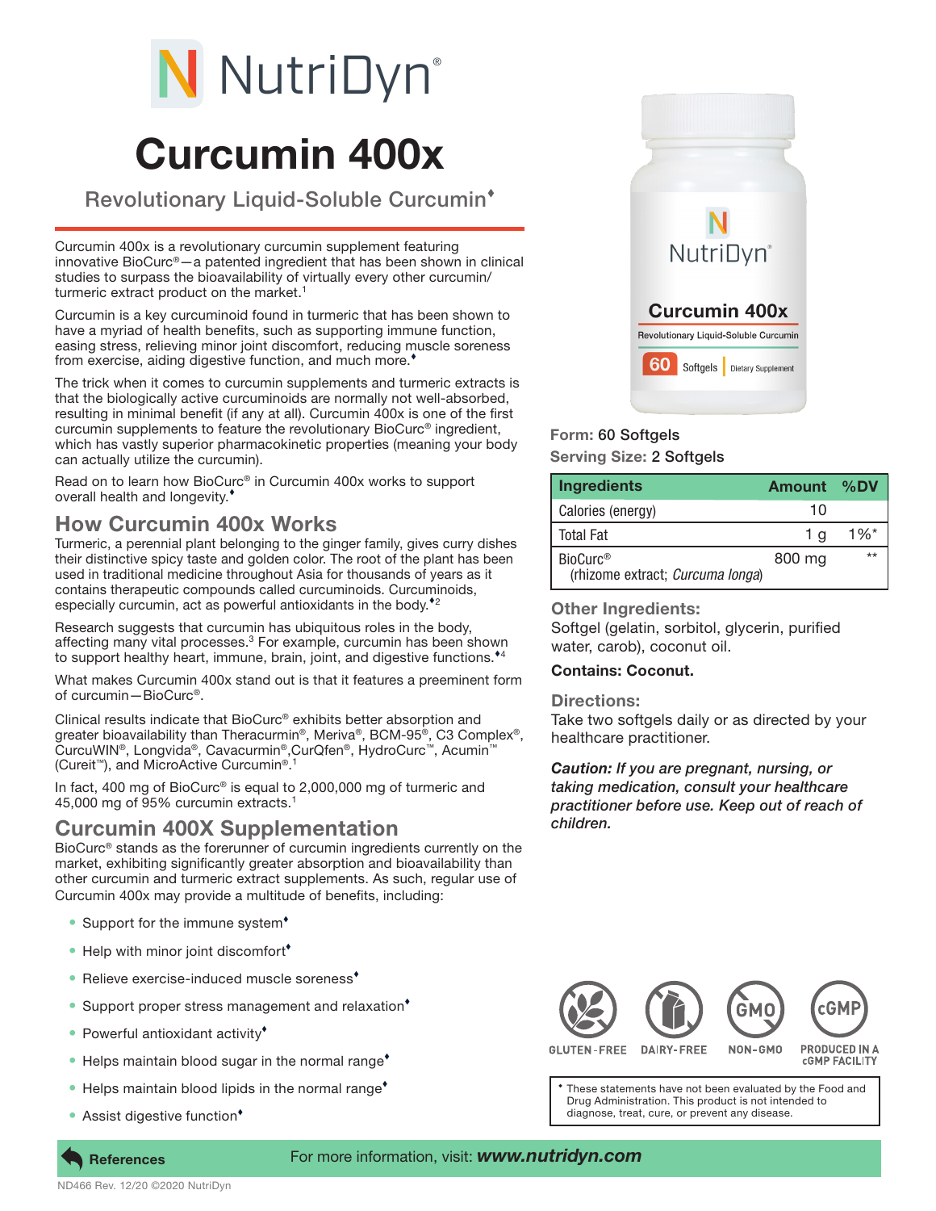# NutriDyn®

# Curcumin 400x

## Revolutionary Liquid-Soluble Curcumin♦

Curcumin 400x is a revolutionary curcumin supplement featuring innovative BioCurc®—a patented ingredient that has been shown in clinical studies to surpass the bioavailability of virtually every other curcumin/turmeric extract product on the market.[1]

Curcumin is a key curcuminoid found in turmeric that has been shown to have a myriad of health benefits, such as supporting immune function, easing stress, relieving minor joint discomfort, reducing muscle soreness from exercise, aiding digestive function, and much more.♦

The trick when it comes to curcumin supplements and turmeric extracts is that the biologically active curcuminoids are normally not well-absorbed, resulting in minimal benefit (if any at all). Curcumin 400x is one of the first curcumin supplements to feature the revolutionary BioCurc® ingredient, which has vastly superior pharmacokinetic properties (meaning your body can actually utilize the curcumin).

Read on to learn how BioCurc® in Curcumin 400x works to support overall health and longevity.♦

## How Curcumin 400x Works

Turmeric, a perennial plant belonging to the ginger family, gives curry dishes their distinctive spicy taste and golden color. The root of the plant has been used in traditional medicine throughout Asia for thousands of years as it contains therapeutic compounds called curcuminoids. Curcuminoids, especially curcumin, act as powerful antioxidants in the body.♦[2]

Research suggests that curcumin has ubiquitous roles in the body, affecting many vital processes.[3] For example, curcumin has been shown to support healthy heart, immune, brain, joint, and digestive functions.♦[4]

What makes Curcumin 400x stand out is that it features a preeminent form of curcumin—BioCurc®.

Clinical results indicate that BioCurc® exhibits better absorption and greater bioavailability than Theracurmin®, Meriva®, BCM-95®, C3 Complex®, CurcuWIN®, Longvida®, Cavacurmin®,CurQfen®, HydroCurc™, Acumin™ (Cureit™), and MicroActive Curcumin®.[1]

In fact, 400 mg of BioCurc® is equal to 2,000,000 mg of turmeric and 45,000 mg of 95% curcumin extracts.[1]

## Curcumin 400X Supplementation

BioCurc® stands as the forerunner of curcumin ingredients currently on the market, exhibiting significantly greater absorption and bioavailability than other curcumin and turmeric extract supplements. As such, regular use of Curcumin 400x may provide a multitude of benefits, including:

- Support for the immune system♦
- Help with minor joint discomfort♦
- Relieve exercise-induced muscle soreness♦
- Support proper stress management and relaxation♦
- Powerful antioxidant activity♦
- Helps maintain blood sugar in the normal range♦
- Helps maintain blood lipids in the normal range♦
- Assist digestive function♦

**Form:** 60 Softgels
**Serving Size:** 2 Softgels

| Ingredients | Amount | %DV |
|---|---|---|
| Calories (energy) | 10 | |
| Total Fat | 1 g | 1%* |
| BioCurc® (rhizome extract; *Curcuma longa*) | 800 mg | ** |

### Other Ingredients:

Softgel (gelatin, sorbitol, glycerin, purified water, carob), coconut oil.

**Contains: Coconut.**

### Directions:

Take two softgels daily or as directed by your healthcare practitioner.

***Caution:** If you are pregnant, nursing, or taking medication, consult your healthcare practitioner before use. Keep out of reach of children.*

GLUTEN-FREE | DAIRY-FREE | NON-GMO | PRODUCED IN A cGMP FACILITY

♦ These statements have not been evaluated by the Food and Drug Administration. This product is not intended to diagnose, treat, cure, or prevent any disease.

References

For more information, visit: ***www.nutridyn.com***

ND466 Rev. 12/20 ©2020 NutriDyn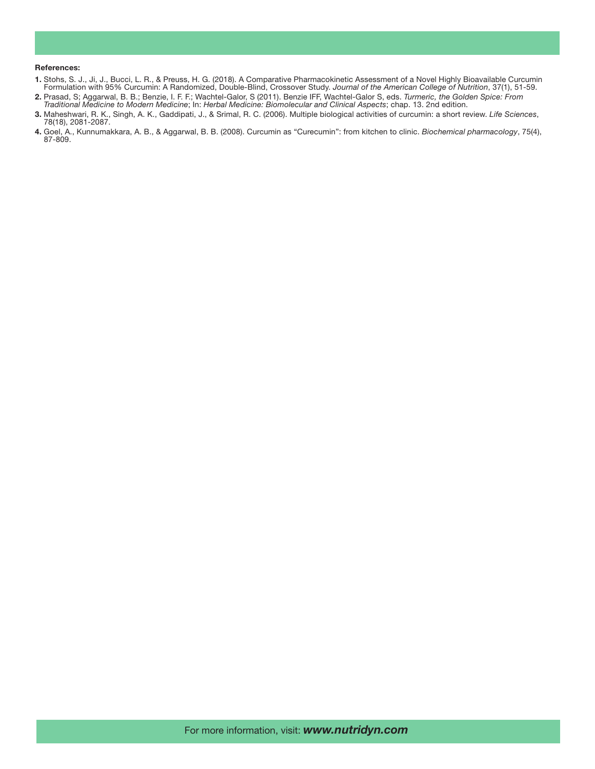**References:**

1. Stohs, S. J., Ji, J., Bucci, L. R., & Preuss, H. G. (2018). A Comparative Pharmacokinetic Assessment of a Novel Highly Bioavailable Curcumin Formulation with 95% Curcumin: A Randomized, Double-Blind, Crossover Study. *Journal of the American College of Nutrition*, 37(1), 51-59.
2. Prasad, S; Aggarwal, B. B.; Benzie, I. F. F.; Wachtel-Galor, S (2011). Benzie IFF, Wachtel-Galor S, eds. *Turmeric, the Golden Spice: From Traditional Medicine to Modern Medicine*; In: *Herbal Medicine: Biomolecular and Clinical Aspects*; chap. 13. 2nd edition.
3. Maheshwari, R. K., Singh, A. K., Gaddipati, J., & Srimal, R. C. (2006). Multiple biological activities of curcumin: a short review. *Life Sciences*, 78(18), 2081-2087.
4. Goel, A., Kunnumakkara, A. B., & Aggarwal, B. B. (2008). Curcumin as "Curecumin": from kitchen to clinic. *Biochemical pharmacology*, 75(4), 87-809.

For more information, visit: ***www.nutridyn.com***